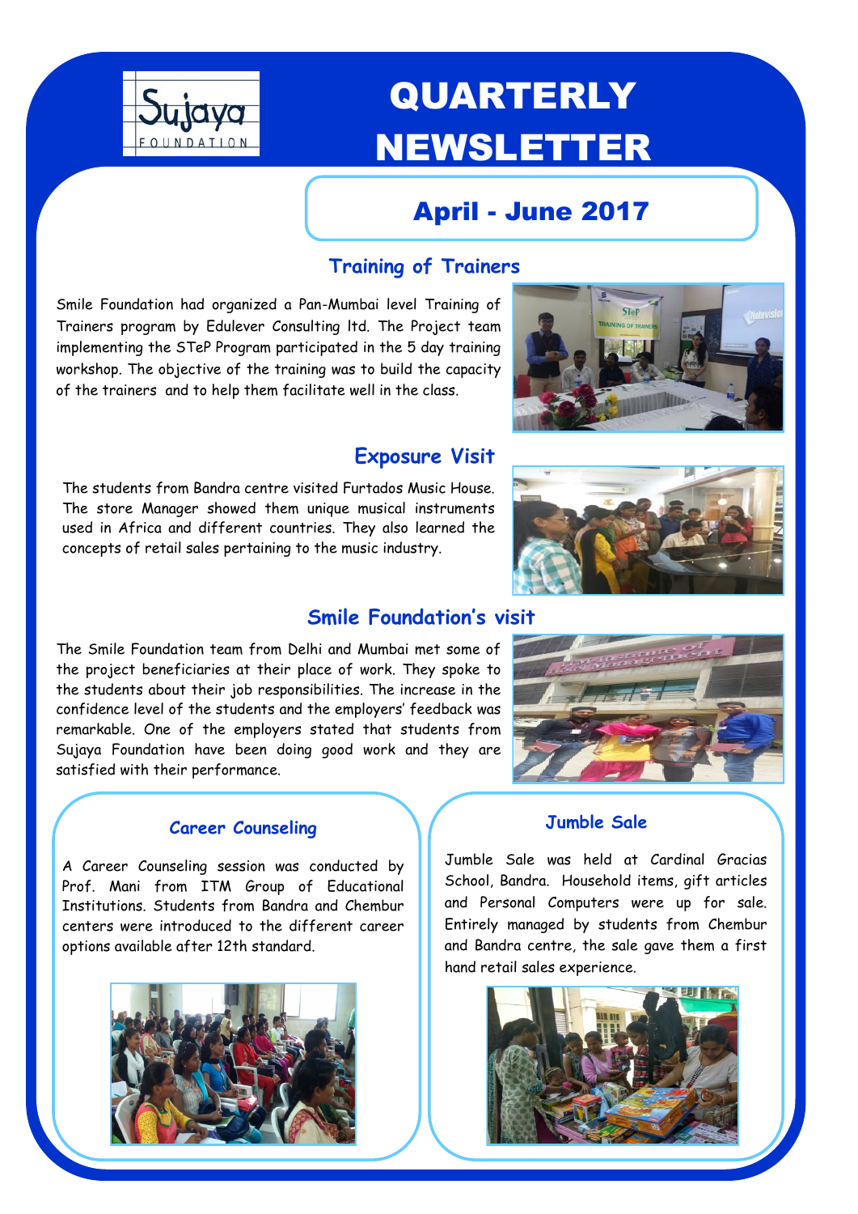Sujaya FOUNDATION

# QUARTERLY NEWSLETTER

## April - June 2017

### Training of Trainers

Smile Foundation had organized a Pan-Mumbai level Training of Trainers program by Edulever Consulting ltd. The Project team implementing the STeP Program participated in the 5 day training workshop. The objective of the training was to build the capacity of the trainers and to help them facilitate well in the class.

### Exposure Visit

The students from Bandra centre visited Furtados Music House. The store Manager showed them unique musical instruments used in Africa and different countries. They also learned the concepts of retail sales pertaining to the music industry.

### Smile Foundation's visit

The Smile Foundation team from Delhi and Mumbai met some of the project beneficiaries at their place of work. They spoke to the students about their job responsibilities. The increase in the confidence level of the students and the employers' feedback was remarkable. One of the employers stated that students from Sujaya Foundation have been doing good work and they are satisfied with their performance.

### Career Counseling

A Career Counseling session was conducted by Prof. Mani from ITM Group of Educational Institutions. Students from Bandra and Chembur centers were introduced to the different career options available after 12th standard.

### Jumble Sale

Jumble Sale was held at Cardinal Gracias School, Bandra. Household items, gift articles and Personal Computers were up for sale. Entirely managed by students from Chembur and Bandra centre, the sale gave them a first hand retail sales experience.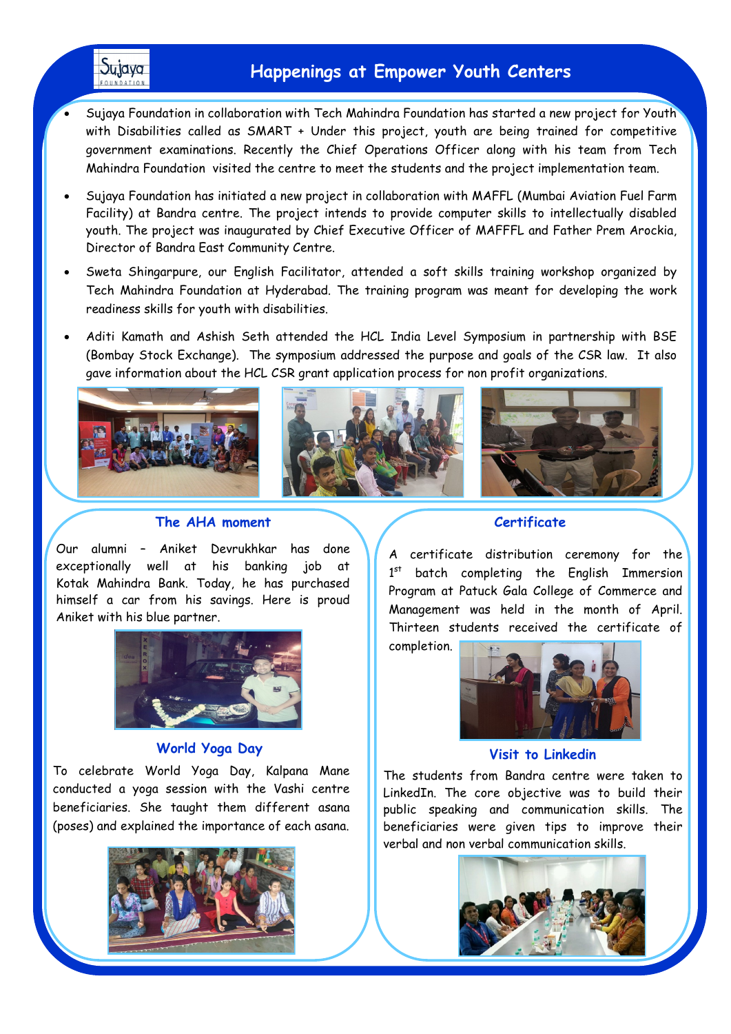# Happenings at Empower Youth Centers

- Sujaya Foundation in collaboration with Tech Mahindra Foundation has started a new project for Youth with Disabilities called as SMART + Under this project, youth are being trained for competitive government examinations. Recently the Chief Operations Officer along with his team from Tech Mahindra Foundation visited the centre to meet the students and the project implementation team.
- Sujaya Foundation has initiated a new project in collaboration with MAFFL (Mumbai Aviation Fuel Farm Facility) at Bandra centre. The project intends to provide computer skills to intellectually disabled youth. The project was inaugurated by Chief Executive Officer of MAFFFL and Father Prem Arockia, Director of Bandra East Community Centre.
- Sweta Shingarpure, our English Facilitator, attended a soft skills training workshop organized by Tech Mahindra Foundation at Hyderabad. The training program was meant for developing the work readiness skills for youth with disabilities.
- Aditi Kamath and Ashish Seth attended the HCL India Level Symposium in partnership with BSE (Bombay Stock Exchange). The symposium addressed the purpose and goals of the CSR law. It also gave information about the HCL CSR grant application process for non profit organizations.

## The AHA moment

Our alumni – Aniket Devrukhkar has done exceptionally well at his banking job at Kotak Mahindra Bank. Today, he has purchased himself a car from his savings. Here is proud Aniket with his blue partner.

## World Yoga Day

To celebrate World Yoga Day, Kalpana Mane conducted a yoga session with the Vashi centre beneficiaries. She taught them different asana (poses) and explained the importance of each asana.

## Certificate

A certificate distribution ceremony for the 1st batch completing the English Immersion Program at Patuck Gala College of Commerce and Management was held in the month of April. Thirteen students received the certificate of completion.

## Visit to Linkedin

The students from Bandra centre were taken to LinkedIn. The core objective was to build their public speaking and communication skills. The beneficiaries were given tips to improve their verbal and non verbal communication skills.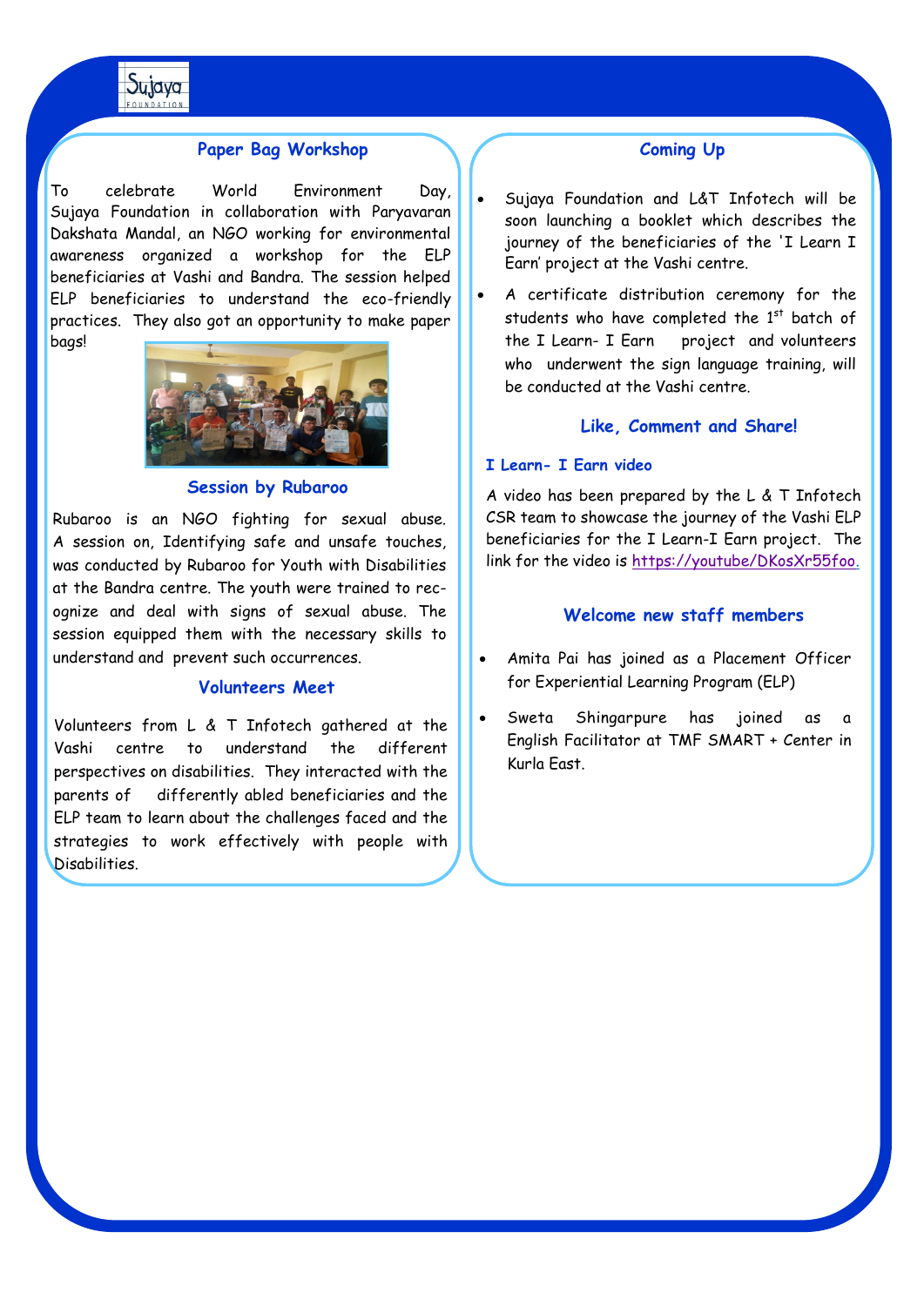## Paper Bag Workshop

To celebrate World Environment Day, Sujaya Foundation in collaboration with Paryavaran Dakshata Mandal, an NGO working for environmental awareness organized a workshop for the ELP beneficiaries at Vashi and Bandra. The session helped ELP beneficiaries to understand the eco-friendly practices. They also got an opportunity to make paper bags!

## Session by Rubaroo

Rubaroo is an NGO fighting for sexual abuse. A session on, Identifying safe and unsafe touches, was conducted by Rubaroo for Youth with Disabilities at the Bandra centre. The youth were trained to recognize and deal with signs of sexual abuse. The session equipped them with the necessary skills to understand and prevent such occurrences.

## Volunteers Meet

Volunteers from L & T Infotech gathered at the Vashi centre to understand the different perspectives on disabilities. They interacted with the parents of differently abled beneficiaries and the ELP team to learn about the challenges faced and the strategies to work effectively with people with Disabilities.

## Coming Up

- Sujaya Foundation and L&T Infotech will be soon launching a booklet which describes the journey of the beneficiaries of the 'I Learn I Earn' project at the Vashi centre.
- A certificate distribution ceremony for the students who have completed the 1st batch of the I Learn- I Earn project and volunteers who underwent the sign language training, will be conducted at the Vashi centre.

## Like, Comment and Share!

### I Learn- I Earn video

A video has been prepared by the L & T Infotech CSR team to showcase the journey of the Vashi ELP beneficiaries for the I Learn-I Earn project. The link for the video is https://youtube/DKosXr55foo.

## Welcome new staff members

- Amita Pai has joined as a Placement Officer for Experiential Learning Program (ELP)
- Sweta Shingarpure has joined as a English Facilitator at TMF SMART + Center in Kurla East.